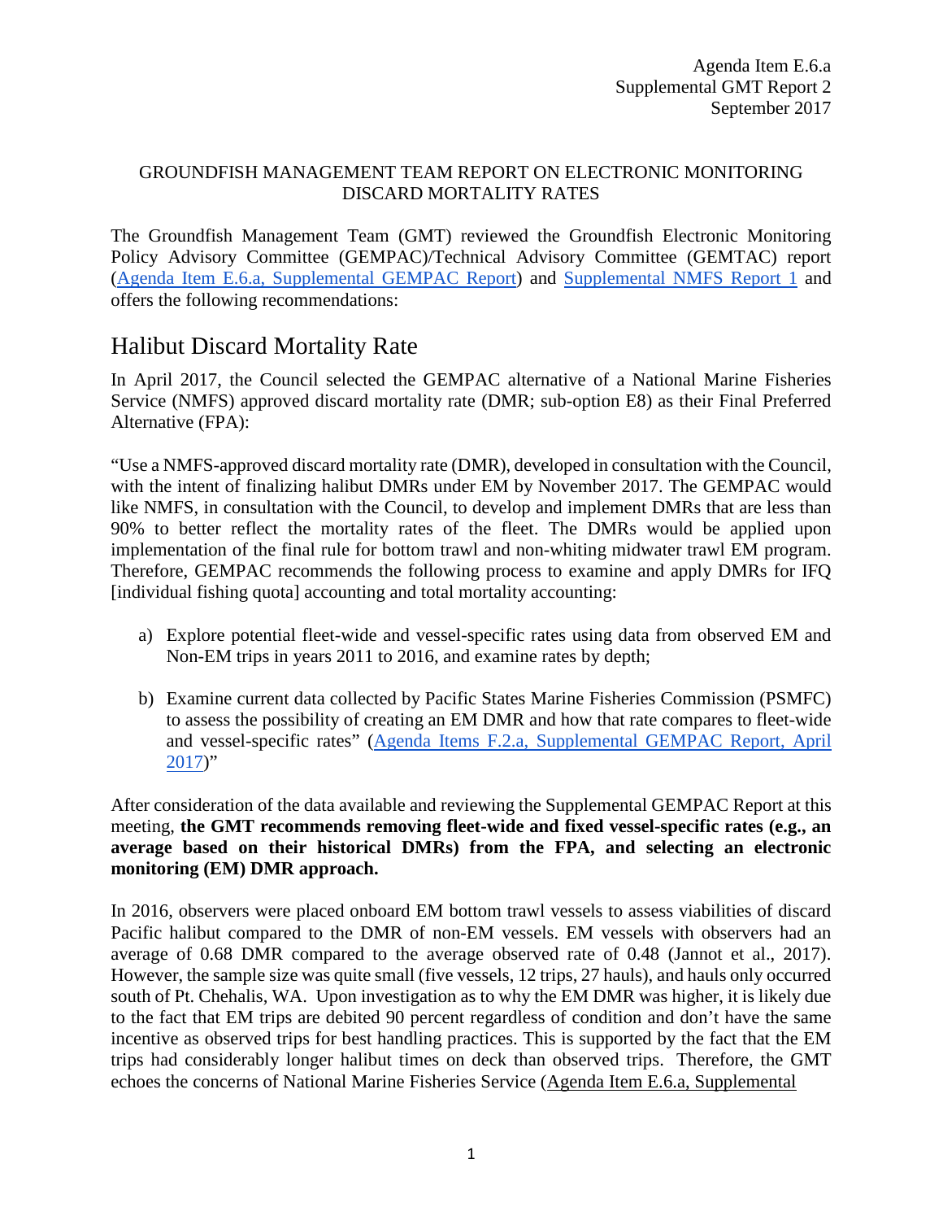Agenda Item E.6.a
Supplemental GMT Report 2
September 2017

GROUNDFISH MANAGEMENT TEAM REPORT ON ELECTRONIC MONITORING DISCARD MORTALITY RATES

The Groundfish Management Team (GMT) reviewed the Groundfish Electronic Monitoring Policy Advisory Committee (GEMPAC)/Technical Advisory Committee (GEMTAC) report (Agenda Item E.6.a, Supplemental GEMPAC Report) and Supplemental NMFS Report 1 and offers the following recommendations:

## Halibut Discard Mortality Rate

In April 2017, the Council selected the GEMPAC alternative of a National Marine Fisheries Service (NMFS) approved discard mortality rate (DMR; sub-option E8) as their Final Preferred Alternative (FPA):

"Use a NMFS-approved discard mortality rate (DMR), developed in consultation with the Council, with the intent of finalizing halibut DMRs under EM by November 2017. The GEMPAC would like NMFS, in consultation with the Council, to develop and implement DMRs that are less than 90% to better reflect the mortality rates of the fleet. The DMRs would be applied upon implementation of the final rule for bottom trawl and non-whiting midwater trawl EM program. Therefore, GEMPAC recommends the following process to examine and apply DMRs for IFQ [individual fishing quota] accounting and total mortality accounting:

a) Explore potential fleet-wide and vessel-specific rates using data from observed EM and Non-EM trips in years 2011 to 2016, and examine rates by depth;

b) Examine current data collected by Pacific States Marine Fisheries Commission (PSMFC) to assess the possibility of creating an EM DMR and how that rate compares to fleet-wide and vessel-specific rates" (Agenda Items F.2.a, Supplemental GEMPAC Report, April 2017)"

After consideration of the data available and reviewing the Supplemental GEMPAC Report at this meeting, **the GMT recommends removing fleet-wide and fixed vessel-specific rates (e.g., an average based on their historical DMRs) from the FPA, and selecting an electronic monitoring (EM) DMR approach.**

In 2016, observers were placed onboard EM bottom trawl vessels to assess viabilities of discard Pacific halibut compared to the DMR of non-EM vessels. EM vessels with observers had an average of 0.68 DMR compared to the average observed rate of 0.48 (Jannot et al., 2017). However, the sample size was quite small (five vessels, 12 trips, 27 hauls), and hauls only occurred south of Pt. Chehalis, WA. Upon investigation as to why the EM DMR was higher, it is likely due to the fact that EM trips are debited 90 percent regardless of condition and don't have the same incentive as observed trips for best handling practices. This is supported by the fact that the EM trips had considerably longer halibut times on deck than observed trips. Therefore, the GMT echoes the concerns of National Marine Fisheries Service (Agenda Item E.6.a, Supplemental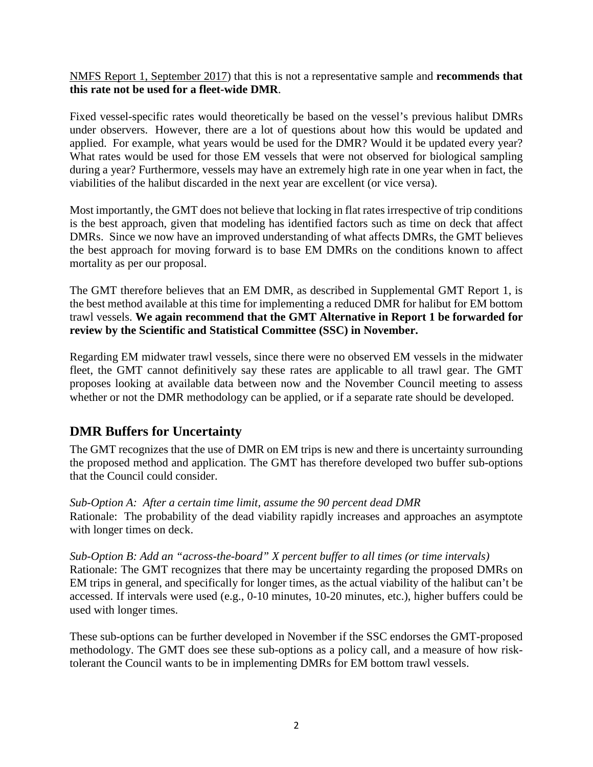NMFS Report 1, September 2017) that this is not a representative sample and **recommends that this rate not be used for a fleet-wide DMR**.

Fixed vessel-specific rates would theoretically be based on the vessel's previous halibut DMRs under observers. However, there are a lot of questions about how this would be updated and applied. For example, what years would be used for the DMR? Would it be updated every year? What rates would be used for those EM vessels that were not observed for biological sampling during a year? Furthermore, vessels may have an extremely high rate in one year when in fact, the viabilities of the halibut discarded in the next year are excellent (or vice versa).

Most importantly, the GMT does not believe that locking in flat rates irrespective of trip conditions is the best approach, given that modeling has identified factors such as time on deck that affect DMRs. Since we now have an improved understanding of what affects DMRs, the GMT believes the best approach for moving forward is to base EM DMRs on the conditions known to affect mortality as per our proposal.

The GMT therefore believes that an EM DMR, as described in Supplemental GMT Report 1, is the best method available at this time for implementing a reduced DMR for halibut for EM bottom trawl vessels. **We again recommend that the GMT Alternative in Report 1 be forwarded for review by the Scientific and Statistical Committee (SSC) in November.**

Regarding EM midwater trawl vessels, since there were no observed EM vessels in the midwater fleet, the GMT cannot definitively say these rates are applicable to all trawl gear. The GMT proposes looking at available data between now and the November Council meeting to assess whether or not the DMR methodology can be applied, or if a separate rate should be developed.

## DMR Buffers for Uncertainty

The GMT recognizes that the use of DMR on EM trips is new and there is uncertainty surrounding the proposed method and application. The GMT has therefore developed two buffer sub-options that the Council could consider.

*Sub-Option A: After a certain time limit, assume the 90 percent dead DMR*
Rationale: The probability of the dead viability rapidly increases and approaches an asymptote with longer times on deck.

*Sub-Option B: Add an "across-the-board" X percent buffer to all times (or time intervals)*
Rationale: The GMT recognizes that there may be uncertainty regarding the proposed DMRs on EM trips in general, and specifically for longer times, as the actual viability of the halibut can't be accessed. If intervals were used (e.g., 0-10 minutes, 10-20 minutes, etc.), higher buffers could be used with longer times.

These sub-options can be further developed in November if the SSC endorses the GMT-proposed methodology. The GMT does see these sub-options as a policy call, and a measure of how risk-tolerant the Council wants to be in implementing DMRs for EM bottom trawl vessels.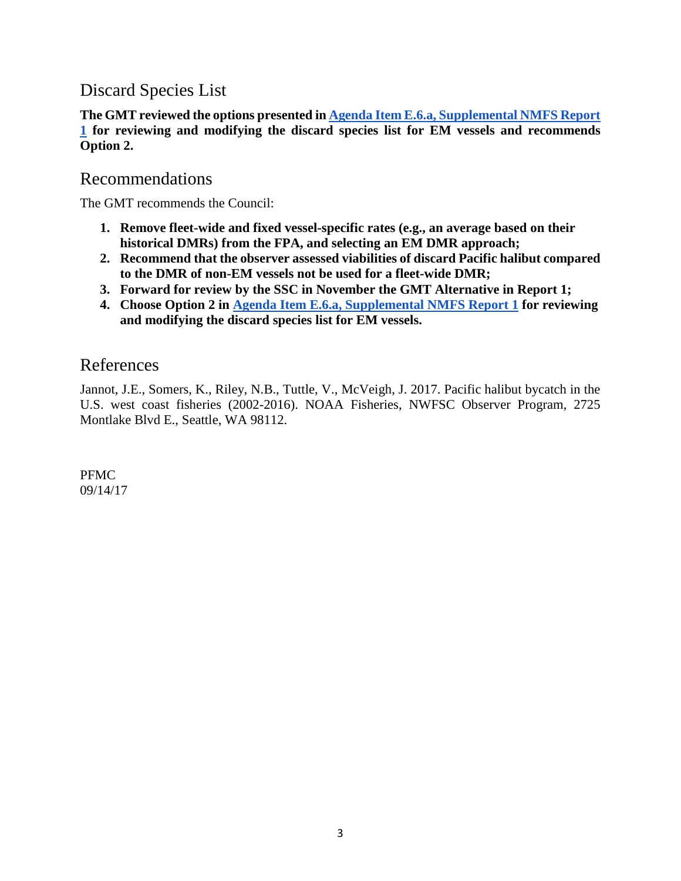## Discard Species List

**The GMT reviewed the options presented in [Agenda Item E.6.a, Supplemental NMFS Report 1]() for reviewing and modifying the discard species list for EM vessels and recommends Option 2.**

## Recommendations

The GMT recommends the Council:

1. **Remove fleet-wide and fixed vessel-specific rates (e.g., an average based on their historical DMRs) from the FPA, and selecting an EM DMR approach;**
2. **Recommend that the observer assessed viabilities of discard Pacific halibut compared to the DMR of non-EM vessels not be used for a fleet-wide DMR;**
3. **Forward for review by the SSC in November the GMT Alternative in Report 1;**
4. **Choose Option 2 in [Agenda Item E.6.a, Supplemental NMFS Report 1]() for reviewing and modifying the discard species list for EM vessels.**

## References

Jannot, J.E., Somers, K., Riley, N.B., Tuttle, V., McVeigh, J. 2017. Pacific halibut bycatch in the U.S. west coast fisheries (2002-2016). NOAA Fisheries, NWFSC Observer Program, 2725 Montlake Blvd E., Seattle, WA 98112.

PFMC
09/14/17